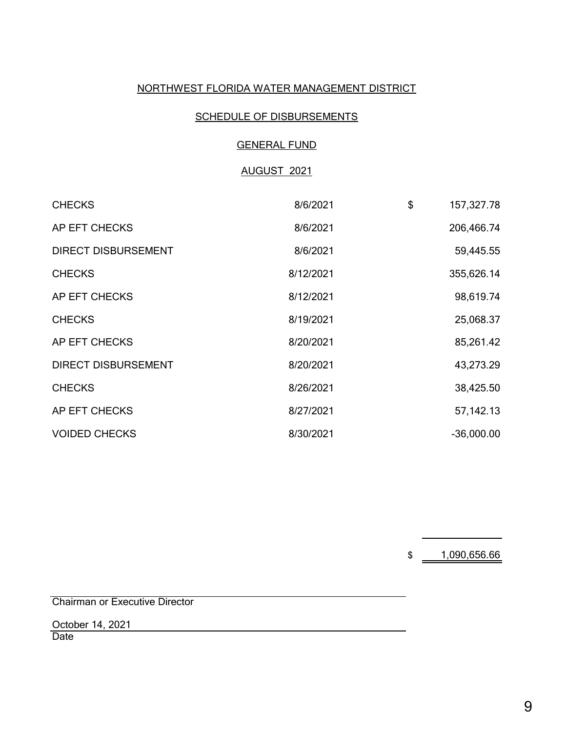NORTHWEST FLORIDA WATER MANAGEMENT DISTRICT

SCHEDULE OF DISBURSEMENTS

GENERAL FUND

AUGUST 2021

| | | | |
|---|---|---|---|
| CHECKS | 8/6/2021 | $ | 157,327.78 |
| AP EFT CHECKS | 8/6/2021 | | 206,466.74 |
| DIRECT DISBURSEMENT | 8/6/2021 | | 59,445.55 |
| CHECKS | 8/12/2021 | | 355,626.14 |
| AP EFT CHECKS | 8/12/2021 | | 98,619.74 |
| CHECKS | 8/19/2021 | | 25,068.37 |
| AP EFT CHECKS | 8/20/2021 | | 85,261.42 |
| DIRECT DISBURSEMENT | 8/20/2021 | | 43,273.29 |
| CHECKS | 8/26/2021 | | 38,425.50 |
| AP EFT CHECKS | 8/27/2021 | | 57,142.13 |
| VOIDED CHECKS | 8/30/2021 | | -36,000.00 |
| | | $ | 1,090,656.66 |

Chairman or Executive Director

October 14, 2021

Date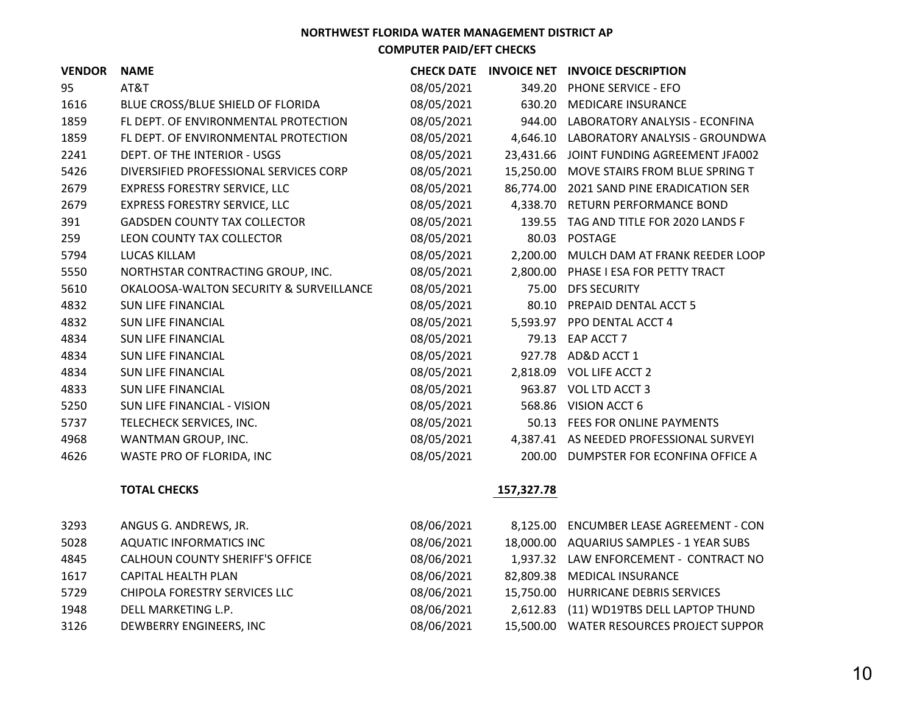**NORTHWEST FLORIDA WATER MANAGEMENT DISTRICT AP**

**COMPUTER PAID/EFT CHECKS**

| VENDOR | NAME | CHECK DATE | INVOICE NET | INVOICE DESCRIPTION |
|---|---|---|---|---|
| 95 | AT&T | 08/05/2021 | 349.20 | PHONE SERVICE - EFO |
| 1616 | BLUE CROSS/BLUE SHIELD OF FLORIDA | 08/05/2021 | 630.20 | MEDICARE INSURANCE |
| 1859 | FL DEPT. OF ENVIRONMENTAL PROTECTION | 08/05/2021 | 944.00 | LABORATORY ANALYSIS - ECONFINA |
| 1859 | FL DEPT. OF ENVIRONMENTAL PROTECTION | 08/05/2021 | 4,646.10 | LABORATORY ANALYSIS - GROUNDWA |
| 2241 | DEPT. OF THE INTERIOR - USGS | 08/05/2021 | 23,431.66 | JOINT FUNDING AGREEMENT JFA002 |
| 5426 | DIVERSIFIED PROFESSIONAL SERVICES CORP | 08/05/2021 | 15,250.00 | MOVE STAIRS FROM BLUE SPRING T |
| 2679 | EXPRESS FORESTRY SERVICE, LLC | 08/05/2021 | 86,774.00 | 2021 SAND PINE ERADICATION SER |
| 2679 | EXPRESS FORESTRY SERVICE, LLC | 08/05/2021 | 4,338.70 | RETURN PERFORMANCE BOND |
| 391 | GADSDEN COUNTY TAX COLLECTOR | 08/05/2021 | 139.55 | TAG AND TITLE FOR 2020 LANDS F |
| 259 | LEON COUNTY TAX COLLECTOR | 08/05/2021 | 80.03 | POSTAGE |
| 5794 | LUCAS KILLAM | 08/05/2021 | 2,200.00 | MULCH DAM AT FRANK REEDER LOOP |
| 5550 | NORTHSTAR CONTRACTING GROUP, INC. | 08/05/2021 | 2,800.00 | PHASE I ESA FOR PETTY TRACT |
| 5610 | OKALOOSA-WALTON SECURITY & SURVEILLANCE | 08/05/2021 | 75.00 | DFS SECURITY |
| 4832 | SUN LIFE FINANCIAL | 08/05/2021 | 80.10 | PREPAID DENTAL ACCT 5 |
| 4832 | SUN LIFE FINANCIAL | 08/05/2021 | 5,593.97 | PPO DENTAL ACCT 4 |
| 4834 | SUN LIFE FINANCIAL | 08/05/2021 | 79.13 | EAP ACCT 7 |
| 4834 | SUN LIFE FINANCIAL | 08/05/2021 | 927.78 | AD&D ACCT 1 |
| 4834 | SUN LIFE FINANCIAL | 08/05/2021 | 2,818.09 | VOL LIFE ACCT 2 |
| 4833 | SUN LIFE FINANCIAL | 08/05/2021 | 963.87 | VOL LTD ACCT 3 |
| 5250 | SUN LIFE FINANCIAL - VISION | 08/05/2021 | 568.86 | VISION ACCT 6 |
| 5737 | TELECHECK SERVICES, INC. | 08/05/2021 | 50.13 | FEES FOR ONLINE PAYMENTS |
| 4968 | WANTMAN GROUP, INC. | 08/05/2021 | 4,387.41 | AS NEEDED PROFESSIONAL SURVEYI |
| 4626 | WASTE PRO OF FLORIDA, INC | 08/05/2021 | 200.00 | DUMPSTER FOR ECONFINA OFFICE A |
| | **TOTAL CHECKS** | | **157,327.78** | |
| 3293 | ANGUS G. ANDREWS, JR. | 08/06/2021 | 8,125.00 | ENCUMBER LEASE AGREEMENT - CON |
| 5028 | AQUATIC INFORMATICS INC | 08/06/2021 | 18,000.00 | AQUARIUS SAMPLES - 1 YEAR SUBS |
| 4845 | CALHOUN COUNTY SHERIFF'S OFFICE | 08/06/2021 | 1,937.32 | LAW ENFORCEMENT - CONTRACT NO |
| 1617 | CAPITAL HEALTH PLAN | 08/06/2021 | 82,809.38 | MEDICAL INSURANCE |
| 5729 | CHIPOLA FORESTRY SERVICES LLC | 08/06/2021 | 15,750.00 | HURRICANE DEBRIS SERVICES |
| 1948 | DELL MARKETING L.P. | 08/06/2021 | 2,612.83 | (11) WD19TBS DELL LAPTOP THUND |
| 3126 | DEWBERRY ENGINEERS, INC | 08/06/2021 | 15,500.00 | WATER RESOURCES PROJECT SUPPOR |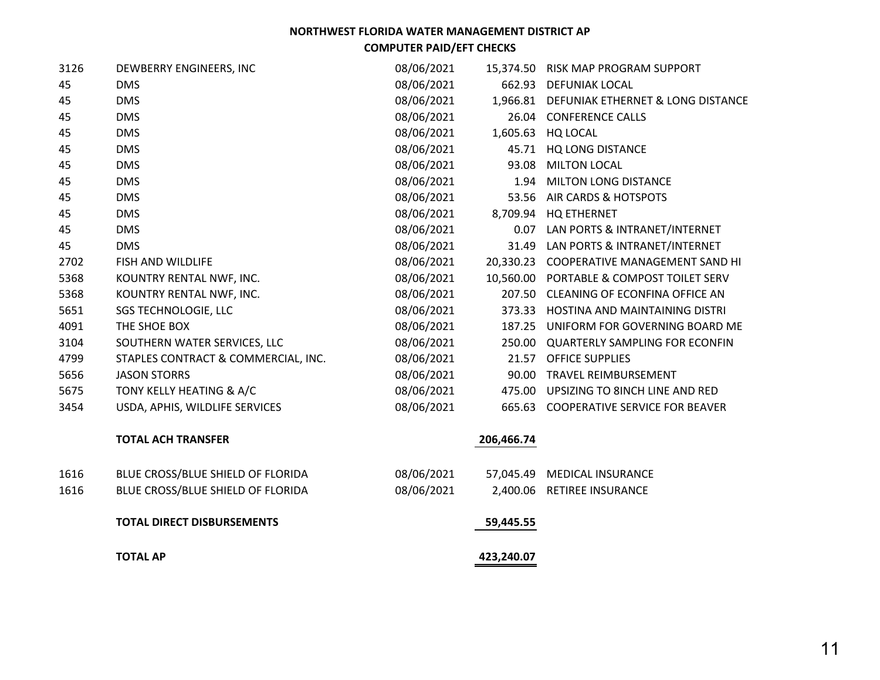**NORTHWEST FLORIDA WATER MANAGEMENT DISTRICT AP**

**COMPUTER PAID/EFT CHECKS**

| | | | | |
|---|---|---|---|---|
| 3126 | DEWBERRY ENGINEERS, INC | 08/06/2021 | 15,374.50 | RISK MAP PROGRAM SUPPORT |
| 45 | DMS | 08/06/2021 | 662.93 | DEFUNIAK LOCAL |
| 45 | DMS | 08/06/2021 | 1,966.81 | DEFUNIAK ETHERNET & LONG DISTANCE |
| 45 | DMS | 08/06/2021 | 26.04 | CONFERENCE CALLS |
| 45 | DMS | 08/06/2021 | 1,605.63 | HQ LOCAL |
| 45 | DMS | 08/06/2021 | 45.71 | HQ LONG DISTANCE |
| 45 | DMS | 08/06/2021 | 93.08 | MILTON LOCAL |
| 45 | DMS | 08/06/2021 | 1.94 | MILTON LONG DISTANCE |
| 45 | DMS | 08/06/2021 | 53.56 | AIR CARDS & HOTSPOTS |
| 45 | DMS | 08/06/2021 | 8,709.94 | HQ ETHERNET |
| 45 | DMS | 08/06/2021 | 0.07 | LAN PORTS & INTRANET/INTERNET |
| 45 | DMS | 08/06/2021 | 31.49 | LAN PORTS & INTRANET/INTERNET |
| 2702 | FISH AND WILDLIFE | 08/06/2021 | 20,330.23 | COOPERATIVE MANAGEMENT SAND HI |
| 5368 | KOUNTRY RENTAL NWF, INC. | 08/06/2021 | 10,560.00 | PORTABLE & COMPOST TOILET SERV |
| 5368 | KOUNTRY RENTAL NWF, INC. | 08/06/2021 | 207.50 | CLEANING OF ECONFINA OFFICE AN |
| 5651 | SGS TECHNOLOGIE, LLC | 08/06/2021 | 373.33 | HOSTINA AND MAINTAINING DISTRI |
| 4091 | THE SHOE BOX | 08/06/2021 | 187.25 | UNIFORM FOR GOVERNING BOARD ME |
| 3104 | SOUTHERN WATER SERVICES, LLC | 08/06/2021 | 250.00 | QUARTERLY SAMPLING FOR ECONFIN |
| 4799 | STAPLES CONTRACT & COMMERCIAL, INC. | 08/06/2021 | 21.57 | OFFICE SUPPLIES |
| 5656 | JASON STORRS | 08/06/2021 | 90.00 | TRAVEL REIMBURSEMENT |
| 5675 | TONY KELLY HEATING & A/C | 08/06/2021 | 475.00 | UPSIZING TO 8INCH LINE AND RED |
| 3454 | USDA, APHIS, WILDLIFE SERVICES | 08/06/2021 | 665.63 | COOPERATIVE SERVICE FOR BEAVER |
| | **TOTAL ACH TRANSFER** | | **206,466.74** | |
| 1616 | BLUE CROSS/BLUE SHIELD OF FLORIDA | 08/06/2021 | 57,045.49 | MEDICAL INSURANCE |
| 1616 | BLUE CROSS/BLUE SHIELD OF FLORIDA | 08/06/2021 | 2,400.06 | RETIREE INSURANCE |
| | **TOTAL DIRECT DISBURSEMENTS** | | **59,445.55** | |
| | **TOTAL AP** | | **423,240.07** | |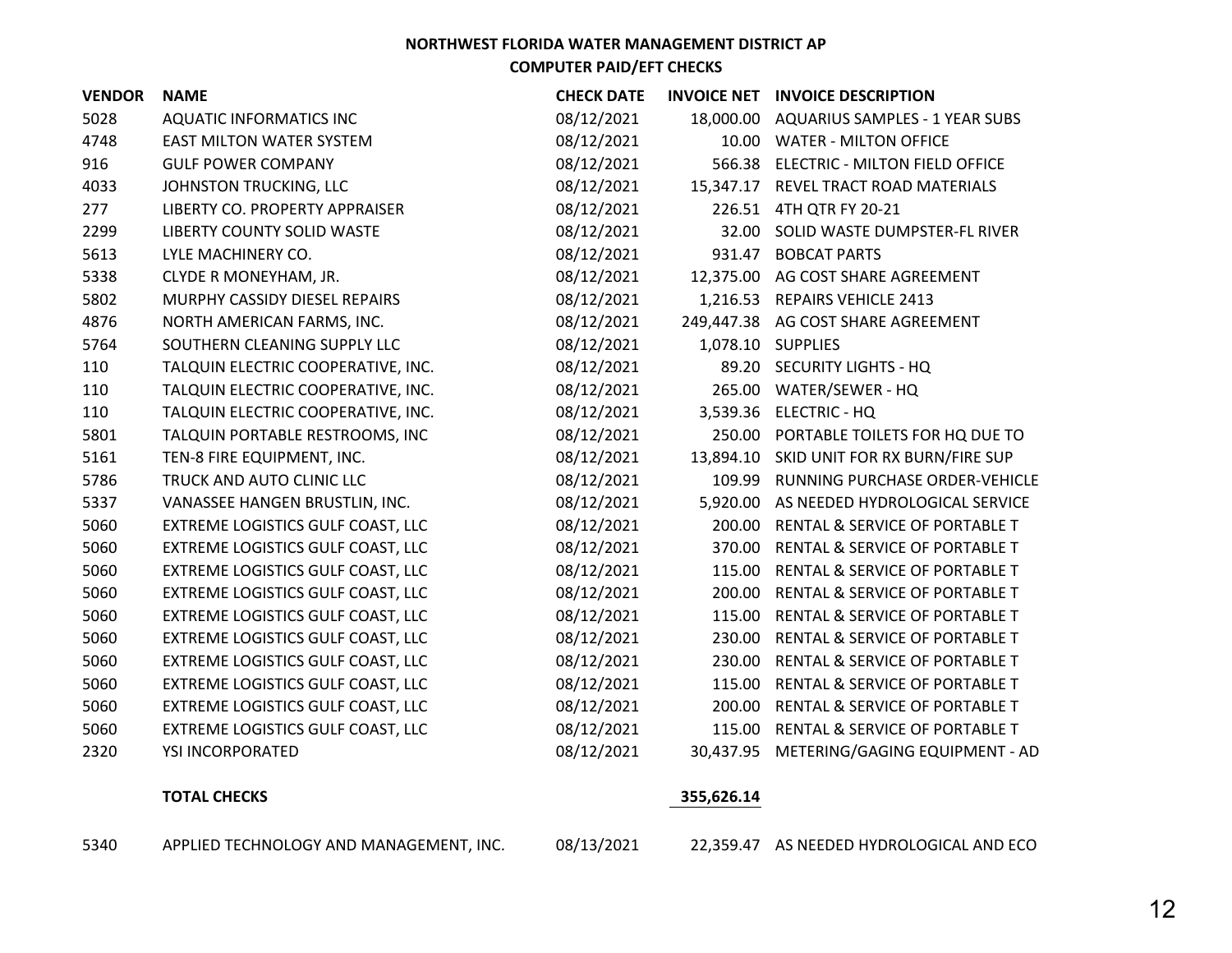**NORTHWEST FLORIDA WATER MANAGEMENT DISTRICT AP**

**COMPUTER PAID/EFT CHECKS**

| VENDOR | NAME | CHECK DATE | INVOICE NET | INVOICE DESCRIPTION |
|---|---|---|---|---|
| 5028 | AQUATIC INFORMATICS INC | 08/12/2021 | 18,000.00 | AQUARIUS SAMPLES - 1 YEAR SUBS |
| 4748 | EAST MILTON WATER SYSTEM | 08/12/2021 | 10.00 | WATER - MILTON OFFICE |
| 916 | GULF POWER COMPANY | 08/12/2021 | 566.38 | ELECTRIC - MILTON FIELD OFFICE |
| 4033 | JOHNSTON TRUCKING, LLC | 08/12/2021 | 15,347.17 | REVEL TRACT ROAD MATERIALS |
| 277 | LIBERTY CO. PROPERTY APPRAISER | 08/12/2021 | 226.51 | 4TH QTR FY 20-21 |
| 2299 | LIBERTY COUNTY SOLID WASTE | 08/12/2021 | 32.00 | SOLID WASTE DUMPSTER-FL RIVER |
| 5613 | LYLE MACHINERY CO. | 08/12/2021 | 931.47 | BOBCAT PARTS |
| 5338 | CLYDE R MONEYHAM, JR. | 08/12/2021 | 12,375.00 | AG COST SHARE AGREEMENT |
| 5802 | MURPHY CASSIDY DIESEL REPAIRS | 08/12/2021 | 1,216.53 | REPAIRS VEHICLE 2413 |
| 4876 | NORTH AMERICAN FARMS, INC. | 08/12/2021 | 249,447.38 | AG COST SHARE AGREEMENT |
| 5764 | SOUTHERN CLEANING SUPPLY LLC | 08/12/2021 | 1,078.10 | SUPPLIES |
| 110 | TALQUIN ELECTRIC COOPERATIVE, INC. | 08/12/2021 | 89.20 | SECURITY LIGHTS - HQ |
| 110 | TALQUIN ELECTRIC COOPERATIVE, INC. | 08/12/2021 | 265.00 | WATER/SEWER - HQ |
| 110 | TALQUIN ELECTRIC COOPERATIVE, INC. | 08/12/2021 | 3,539.36 | ELECTRIC - HQ |
| 5801 | TALQUIN PORTABLE RESTROOMS, INC | 08/12/2021 | 250.00 | PORTABLE TOILETS FOR HQ DUE TO |
| 5161 | TEN-8 FIRE EQUIPMENT, INC. | 08/12/2021 | 13,894.10 | SKID UNIT FOR RX BURN/FIRE SUP |
| 5786 | TRUCK AND AUTO CLINIC LLC | 08/12/2021 | 109.99 | RUNNING PURCHASE ORDER-VEHICLE |
| 5337 | VANASSEE HANGEN BRUSTLIN, INC. | 08/12/2021 | 5,920.00 | AS NEEDED HYDROLOGICAL SERVICE |
| 5060 | EXTREME LOGISTICS GULF COAST, LLC | 08/12/2021 | 200.00 | RENTAL & SERVICE OF PORTABLE T |
| 5060 | EXTREME LOGISTICS GULF COAST, LLC | 08/12/2021 | 370.00 | RENTAL & SERVICE OF PORTABLE T |
| 5060 | EXTREME LOGISTICS GULF COAST, LLC | 08/12/2021 | 115.00 | RENTAL & SERVICE OF PORTABLE T |
| 5060 | EXTREME LOGISTICS GULF COAST, LLC | 08/12/2021 | 200.00 | RENTAL & SERVICE OF PORTABLE T |
| 5060 | EXTREME LOGISTICS GULF COAST, LLC | 08/12/2021 | 115.00 | RENTAL & SERVICE OF PORTABLE T |
| 5060 | EXTREME LOGISTICS GULF COAST, LLC | 08/12/2021 | 230.00 | RENTAL & SERVICE OF PORTABLE T |
| 5060 | EXTREME LOGISTICS GULF COAST, LLC | 08/12/2021 | 230.00 | RENTAL & SERVICE OF PORTABLE T |
| 5060 | EXTREME LOGISTICS GULF COAST, LLC | 08/12/2021 | 115.00 | RENTAL & SERVICE OF PORTABLE T |
| 5060 | EXTREME LOGISTICS GULF COAST, LLC | 08/12/2021 | 200.00 | RENTAL & SERVICE OF PORTABLE T |
| 5060 | EXTREME LOGISTICS GULF COAST, LLC | 08/12/2021 | 115.00 | RENTAL & SERVICE OF PORTABLE T |
| 2320 | YSI INCORPORATED | 08/12/2021 | 30,437.95 | METERING/GAGING EQUIPMENT - AD |
| | **TOTAL CHECKS** | | **355,626.14** | |
| 5340 | APPLIED TECHNOLOGY AND MANAGEMENT, INC. | 08/13/2021 | 22,359.47 | AS NEEDED HYDROLOGICAL AND ECO |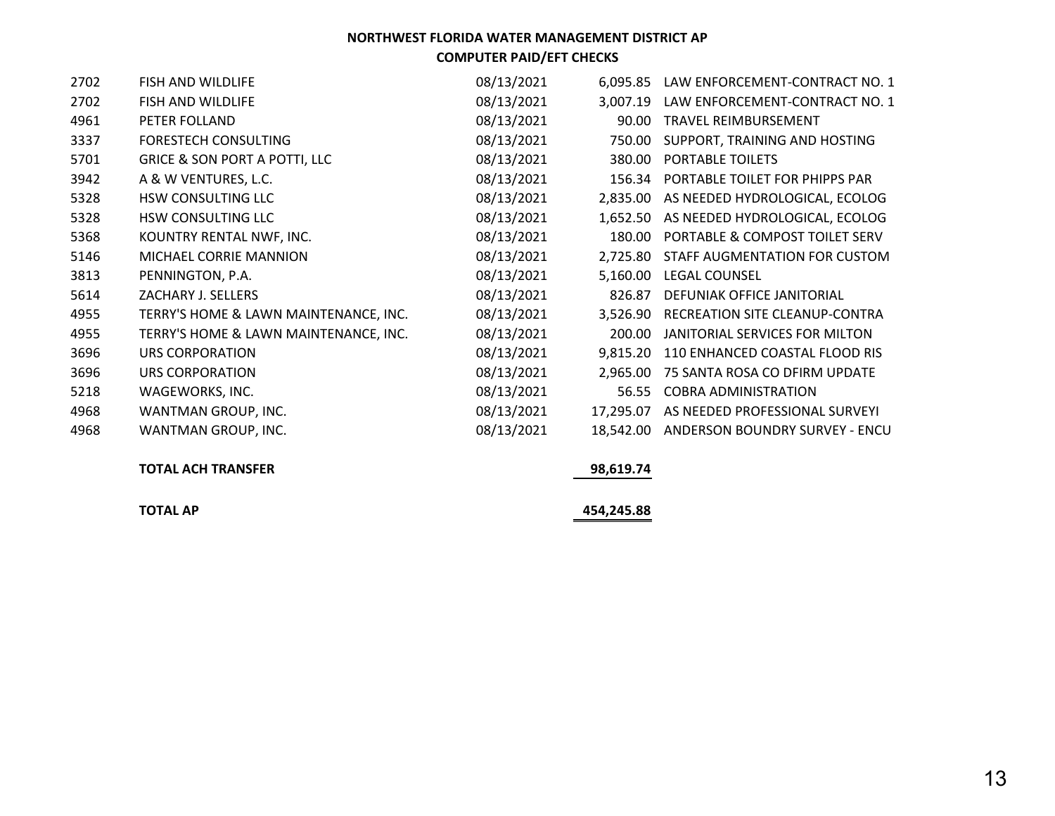**NORTHWEST FLORIDA WATER MANAGEMENT DISTRICT AP**

**COMPUTER PAID/EFT CHECKS**

| | | | | |
|---|---|---|---|---|
| 2702 | FISH AND WILDLIFE | 08/13/2021 | 6,095.85 | LAW ENFORCEMENT-CONTRACT NO. 1 |
| 2702 | FISH AND WILDLIFE | 08/13/2021 | 3,007.19 | LAW ENFORCEMENT-CONTRACT NO. 1 |
| 4961 | PETER FOLLAND | 08/13/2021 | 90.00 | TRAVEL REIMBURSEMENT |
| 3337 | FORESTECH CONSULTING | 08/13/2021 | 750.00 | SUPPORT, TRAINING AND HOSTING |
| 5701 | GRICE & SON PORT A POTTI, LLC | 08/13/2021 | 380.00 | PORTABLE TOILETS |
| 3942 | A & W VENTURES, L.C. | 08/13/2021 | 156.34 | PORTABLE TOILET FOR PHIPPS PAR |
| 5328 | HSW CONSULTING LLC | 08/13/2021 | 2,835.00 | AS NEEDED HYDROLOGICAL, ECOLOG |
| 5328 | HSW CONSULTING LLC | 08/13/2021 | 1,652.50 | AS NEEDED HYDROLOGICAL, ECOLOG |
| 5368 | KOUNTRY RENTAL NWF, INC. | 08/13/2021 | 180.00 | PORTABLE & COMPOST TOILET SERV |
| 5146 | MICHAEL CORRIE MANNION | 08/13/2021 | 2,725.80 | STAFF AUGMENTATION FOR CUSTOM |
| 3813 | PENNINGTON, P.A. | 08/13/2021 | 5,160.00 | LEGAL COUNSEL |
| 5614 | ZACHARY J. SELLERS | 08/13/2021 | 826.87 | DEFUNIAK OFFICE JANITORIAL |
| 4955 | TERRY'S HOME & LAWN MAINTENANCE, INC. | 08/13/2021 | 3,526.90 | RECREATION SITE CLEANUP-CONTRA |
| 4955 | TERRY'S HOME & LAWN MAINTENANCE, INC. | 08/13/2021 | 200.00 | JANITORIAL SERVICES FOR MILTON |
| 3696 | URS CORPORATION | 08/13/2021 | 9,815.20 | 110 ENHANCED COASTAL FLOOD RIS |
| 3696 | URS CORPORATION | 08/13/2021 | 2,965.00 | 75 SANTA ROSA CO DFIRM UPDATE |
| 5218 | WAGEWORKS, INC. | 08/13/2021 | 56.55 | COBRA ADMINISTRATION |
| 4968 | WANTMAN GROUP, INC. | 08/13/2021 | 17,295.07 | AS NEEDED PROFESSIONAL SURVEYI |
| 4968 | WANTMAN GROUP, INC. | 08/13/2021 | 18,542.00 | ANDERSON BOUNDRY SURVEY - ENCU |
| | **TOTAL ACH TRANSFER** | | **98,619.74** | |
| | **TOTAL AP** | | **454,245.88** | |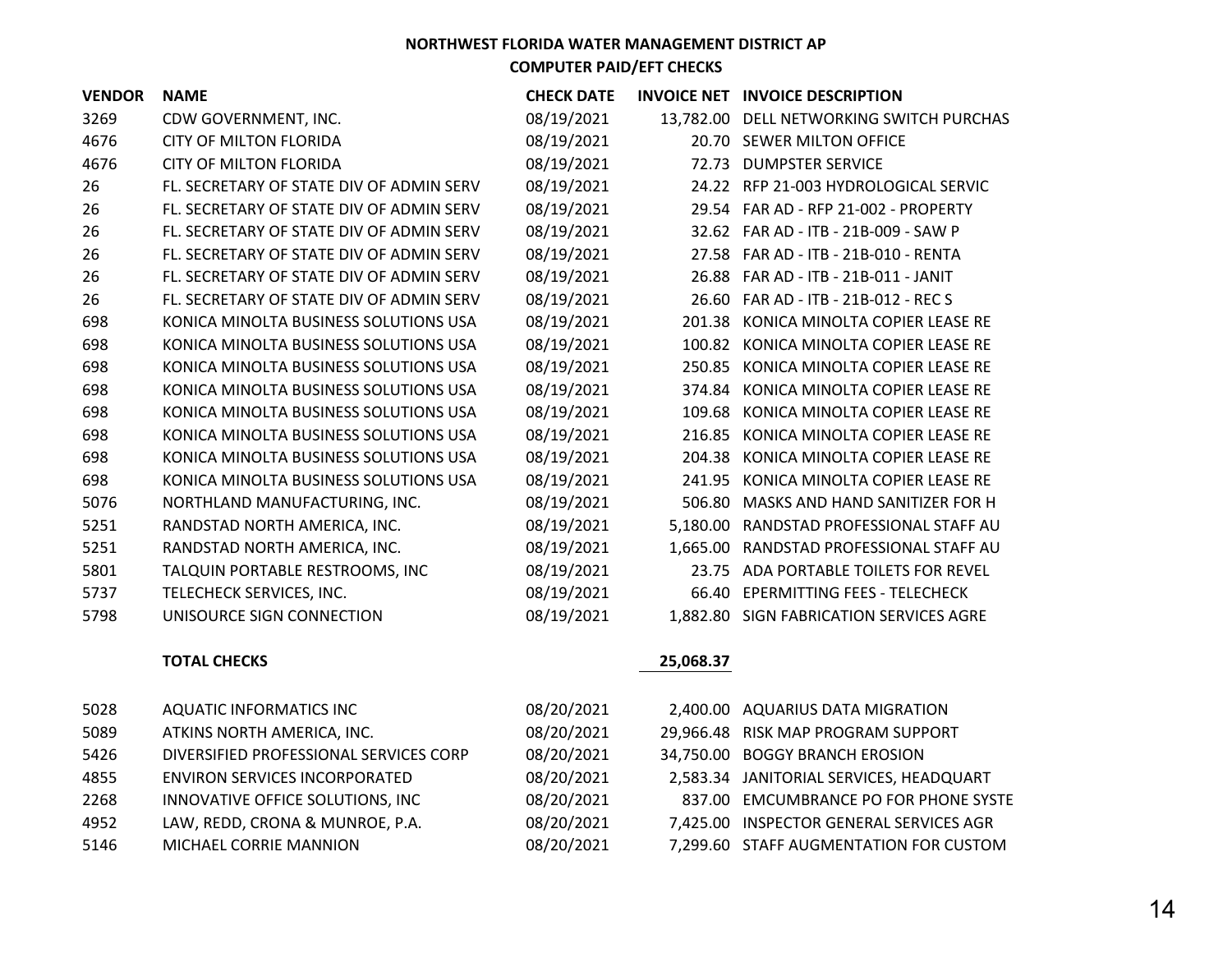**NORTHWEST FLORIDA WATER MANAGEMENT DISTRICT AP**

**COMPUTER PAID/EFT CHECKS**

| VENDOR | NAME | CHECK DATE | INVOICE NET | INVOICE DESCRIPTION |
|---|---|---|---|---|
| 3269 | CDW GOVERNMENT, INC. | 08/19/2021 | 13,782.00 | DELL NETWORKING SWITCH PURCHAS |
| 4676 | CITY OF MILTON FLORIDA | 08/19/2021 | 20.70 | SEWER MILTON OFFICE |
| 4676 | CITY OF MILTON FLORIDA | 08/19/2021 | 72.73 | DUMPSTER SERVICE |
| 26 | FL. SECRETARY OF STATE DIV OF ADMIN SERV | 08/19/2021 | 24.22 | RFP 21-003 HYDROLOGICAL SERVIC |
| 26 | FL. SECRETARY OF STATE DIV OF ADMIN SERV | 08/19/2021 | 29.54 | FAR AD - RFP 21-002 - PROPERTY |
| 26 | FL. SECRETARY OF STATE DIV OF ADMIN SERV | 08/19/2021 | 32.62 | FAR AD - ITB - 21B-009 - SAW P |
| 26 | FL. SECRETARY OF STATE DIV OF ADMIN SERV | 08/19/2021 | 27.58 | FAR AD - ITB - 21B-010 - RENTA |
| 26 | FL. SECRETARY OF STATE DIV OF ADMIN SERV | 08/19/2021 | 26.88 | FAR AD - ITB - 21B-011 - JANIT |
| 26 | FL. SECRETARY OF STATE DIV OF ADMIN SERV | 08/19/2021 | 26.60 | FAR AD - ITB - 21B-012 - REC S |
| 698 | KONICA MINOLTA BUSINESS SOLUTIONS USA | 08/19/2021 | 201.38 | KONICA MINOLTA COPIER LEASE RE |
| 698 | KONICA MINOLTA BUSINESS SOLUTIONS USA | 08/19/2021 | 100.82 | KONICA MINOLTA COPIER LEASE RE |
| 698 | KONICA MINOLTA BUSINESS SOLUTIONS USA | 08/19/2021 | 250.85 | KONICA MINOLTA COPIER LEASE RE |
| 698 | KONICA MINOLTA BUSINESS SOLUTIONS USA | 08/19/2021 | 374.84 | KONICA MINOLTA COPIER LEASE RE |
| 698 | KONICA MINOLTA BUSINESS SOLUTIONS USA | 08/19/2021 | 109.68 | KONICA MINOLTA COPIER LEASE RE |
| 698 | KONICA MINOLTA BUSINESS SOLUTIONS USA | 08/19/2021 | 216.85 | KONICA MINOLTA COPIER LEASE RE |
| 698 | KONICA MINOLTA BUSINESS SOLUTIONS USA | 08/19/2021 | 204.38 | KONICA MINOLTA COPIER LEASE RE |
| 698 | KONICA MINOLTA BUSINESS SOLUTIONS USA | 08/19/2021 | 241.95 | KONICA MINOLTA COPIER LEASE RE |
| 5076 | NORTHLAND MANUFACTURING, INC. | 08/19/2021 | 506.80 | MASKS AND HAND SANITIZER FOR H |
| 5251 | RANDSTAD NORTH AMERICA, INC. | 08/19/2021 | 5,180.00 | RANDSTAD PROFESSIONAL STAFF AU |
| 5251 | RANDSTAD NORTH AMERICA, INC. | 08/19/2021 | 1,665.00 | RANDSTAD PROFESSIONAL STAFF AU |
| 5801 | TALQUIN PORTABLE RESTROOMS, INC | 08/19/2021 | 23.75 | ADA PORTABLE TOILETS FOR REVEL |
| 5737 | TELECHECK SERVICES, INC. | 08/19/2021 | 66.40 | EPERMITTING FEES - TELECHECK |
| 5798 | UNISOURCE SIGN CONNECTION | 08/19/2021 | 1,882.80 | SIGN FABRICATION SERVICES AGRE |
| | **TOTAL CHECKS** | | **25,068.37** | |
| 5028 | AQUATIC INFORMATICS INC | 08/20/2021 | 2,400.00 | AQUARIUS DATA MIGRATION |
| 5089 | ATKINS NORTH AMERICA, INC. | 08/20/2021 | 29,966.48 | RISK MAP PROGRAM SUPPORT |
| 5426 | DIVERSIFIED PROFESSIONAL SERVICES CORP | 08/20/2021 | 34,750.00 | BOGGY BRANCH EROSION |
| 4855 | ENVIRON SERVICES INCORPORATED | 08/20/2021 | 2,583.34 | JANITORIAL SERVICES, HEADQUART |
| 2268 | INNOVATIVE OFFICE SOLUTIONS, INC | 08/20/2021 | 837.00 | EMCUMBRANCE PO FOR PHONE SYSTE |
| 4952 | LAW, REDD, CRONA & MUNROE, P.A. | 08/20/2021 | 7,425.00 | INSPECTOR GENERAL SERVICES AGR |
| 5146 | MICHAEL CORRIE MANNION | 08/20/2021 | 7,299.60 | STAFF AUGMENTATION FOR CUSTOM |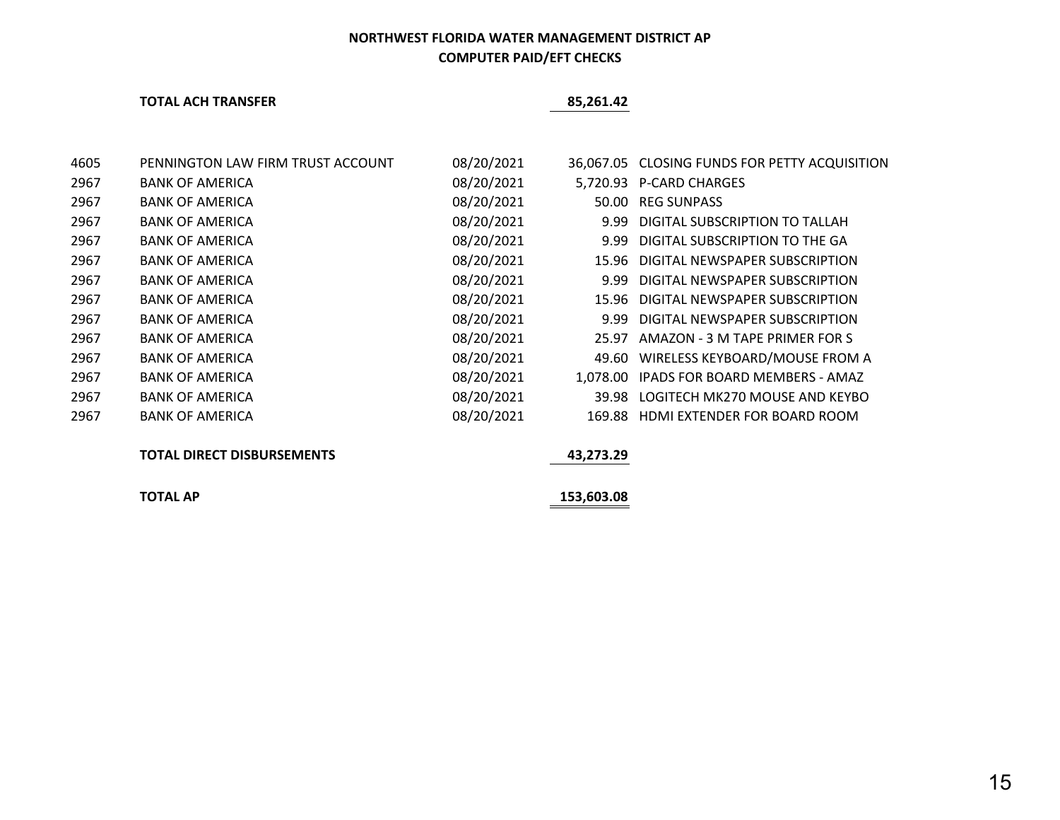**NORTHWEST FLORIDA WATER MANAGEMENT DISTRICT AP**

**COMPUTER PAID/EFT CHECKS**

| | | | | |
|---|---|---|---|---|
| | **TOTAL ACH TRANSFER** | | **85,261.42** | |
| 4605 | PENNINGTON LAW FIRM TRUST ACCOUNT | 08/20/2021 | 36,067.05 | CLOSING FUNDS FOR PETTY ACQUISITION |
| 2967 | BANK OF AMERICA | 08/20/2021 | 5,720.93 | P-CARD CHARGES |
| 2967 | BANK OF AMERICA | 08/20/2021 | 50.00 | REG SUNPASS |
| 2967 | BANK OF AMERICA | 08/20/2021 | 9.99 | DIGITAL SUBSCRIPTION TO TALLAH |
| 2967 | BANK OF AMERICA | 08/20/2021 | 9.99 | DIGITAL SUBSCRIPTION TO THE GA |
| 2967 | BANK OF AMERICA | 08/20/2021 | 15.96 | DIGITAL NEWSPAPER SUBSCRIPTION |
| 2967 | BANK OF AMERICA | 08/20/2021 | 9.99 | DIGITAL NEWSPAPER SUBSCRIPTION |
| 2967 | BANK OF AMERICA | 08/20/2021 | 15.96 | DIGITAL NEWSPAPER SUBSCRIPTION |
| 2967 | BANK OF AMERICA | 08/20/2021 | 9.99 | DIGITAL NEWSPAPER SUBSCRIPTION |
| 2967 | BANK OF AMERICA | 08/20/2021 | 25.97 | AMAZON - 3 M TAPE PRIMER FOR S |
| 2967 | BANK OF AMERICA | 08/20/2021 | 49.60 | WIRELESS KEYBOARD/MOUSE FROM A |
| 2967 | BANK OF AMERICA | 08/20/2021 | 1,078.00 | IPADS FOR BOARD MEMBERS - AMAZ |
| 2967 | BANK OF AMERICA | 08/20/2021 | 39.98 | LOGITECH MK270 MOUSE AND KEYBO |
| 2967 | BANK OF AMERICA | 08/20/2021 | 169.88 | HDMI EXTENDER FOR BOARD ROOM |
| | **TOTAL DIRECT DISBURSEMENTS** | | **43,273.29** | |
| | **TOTAL AP** | | **153,603.08** | |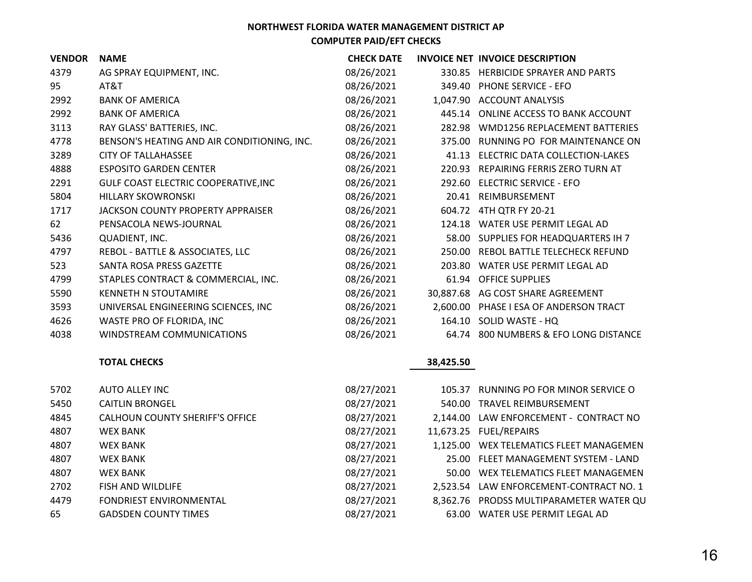**NORTHWEST FLORIDA WATER MANAGEMENT DISTRICT AP**

**COMPUTER PAID/EFT CHECKS**

| VENDOR | NAME | CHECK DATE | INVOICE NET | INVOICE DESCRIPTION |
|---|---|---|---|---|
| 4379 | AG SPRAY EQUIPMENT, INC. | 08/26/2021 | 330.85 | HERBICIDE SPRAYER AND PARTS |
| 95 | AT&T | 08/26/2021 | 349.40 | PHONE SERVICE - EFO |
| 2992 | BANK OF AMERICA | 08/26/2021 | 1,047.90 | ACCOUNT ANALYSIS |
| 2992 | BANK OF AMERICA | 08/26/2021 | 445.14 | ONLINE ACCESS TO BANK ACCOUNT |
| 3113 | RAY GLASS' BATTERIES, INC. | 08/26/2021 | 282.98 | WMD1256 REPLACEMENT BATTERIES |
| 4778 | BENSON'S HEATING AND AIR CONDITIONING, INC. | 08/26/2021 | 375.00 | RUNNING PO FOR MAINTENANCE ON |
| 3289 | CITY OF TALLAHASSEE | 08/26/2021 | 41.13 | ELECTRIC DATA COLLECTION-LAKES |
| 4888 | ESPOSITO GARDEN CENTER | 08/26/2021 | 220.93 | REPAIRING FERRIS ZERO TURN AT |
| 2291 | GULF COAST ELECTRIC COOPERATIVE,INC | 08/26/2021 | 292.60 | ELECTRIC SERVICE - EFO |
| 5804 | HILLARY SKOWRONSKI | 08/26/2021 | 20.41 | REIMBURSEMENT |
| 1717 | JACKSON COUNTY PROPERTY APPRAISER | 08/26/2021 | 604.72 | 4TH QTR FY 20-21 |
| 62 | PENSACOLA NEWS-JOURNAL | 08/26/2021 | 124.18 | WATER USE PERMIT LEGAL AD |
| 5436 | QUADIENT, INC. | 08/26/2021 | 58.00 | SUPPLIES FOR HEADQUARTERS IH 7 |
| 4797 | REBOL - BATTLE & ASSOCIATES, LLC | 08/26/2021 | 250.00 | REBOL BATTLE TELECHECK REFUND |
| 523 | SANTA ROSA PRESS GAZETTE | 08/26/2021 | 203.80 | WATER USE PERMIT LEGAL AD |
| 4799 | STAPLES CONTRACT & COMMERCIAL, INC. | 08/26/2021 | 61.94 | OFFICE SUPPLIES |
| 5590 | KENNETH N STOUTAMIRE | 08/26/2021 | 30,887.68 | AG COST SHARE AGREEMENT |
| 3593 | UNIVERSAL ENGINEERING SCIENCES, INC | 08/26/2021 | 2,600.00 | PHASE I ESA OF ANDERSON TRACT |
| 4626 | WASTE PRO OF FLORIDA, INC | 08/26/2021 | 164.10 | SOLID WASTE - HQ |
| 4038 | WINDSTREAM COMMUNICATIONS | 08/26/2021 | 64.74 | 800 NUMBERS & EFO LONG DISTANCE |
| | **TOTAL CHECKS** | | **38,425.50** | |
| 5702 | AUTO ALLEY INC | 08/27/2021 | 105.37 | RUNNING PO FOR MINOR SERVICE O |
| 5450 | CAITLIN BRONGEL | 08/27/2021 | 540.00 | TRAVEL REIMBURSEMENT |
| 4845 | CALHOUN COUNTY SHERIFF'S OFFICE | 08/27/2021 | 2,144.00 | LAW ENFORCEMENT - CONTRACT NO |
| 4807 | WEX BANK | 08/27/2021 | 11,673.25 | FUEL/REPAIRS |
| 4807 | WEX BANK | 08/27/2021 | 1,125.00 | WEX TELEMATICS FLEET MANAGEMEN |
| 4807 | WEX BANK | 08/27/2021 | 25.00 | FLEET MANAGEMENT SYSTEM - LAND |
| 4807 | WEX BANK | 08/27/2021 | 50.00 | WEX TELEMATICS FLEET MANAGEMEN |
| 2702 | FISH AND WILDLIFE | 08/27/2021 | 2,523.54 | LAW ENFORCEMENT-CONTRACT NO. 1 |
| 4479 | FONDRIEST ENVIRONMENTAL | 08/27/2021 | 8,362.76 | PRODSS MULTIPARAMETER WATER QU |
| 65 | GADSDEN COUNTY TIMES | 08/27/2021 | 63.00 | WATER USE PERMIT LEGAL AD |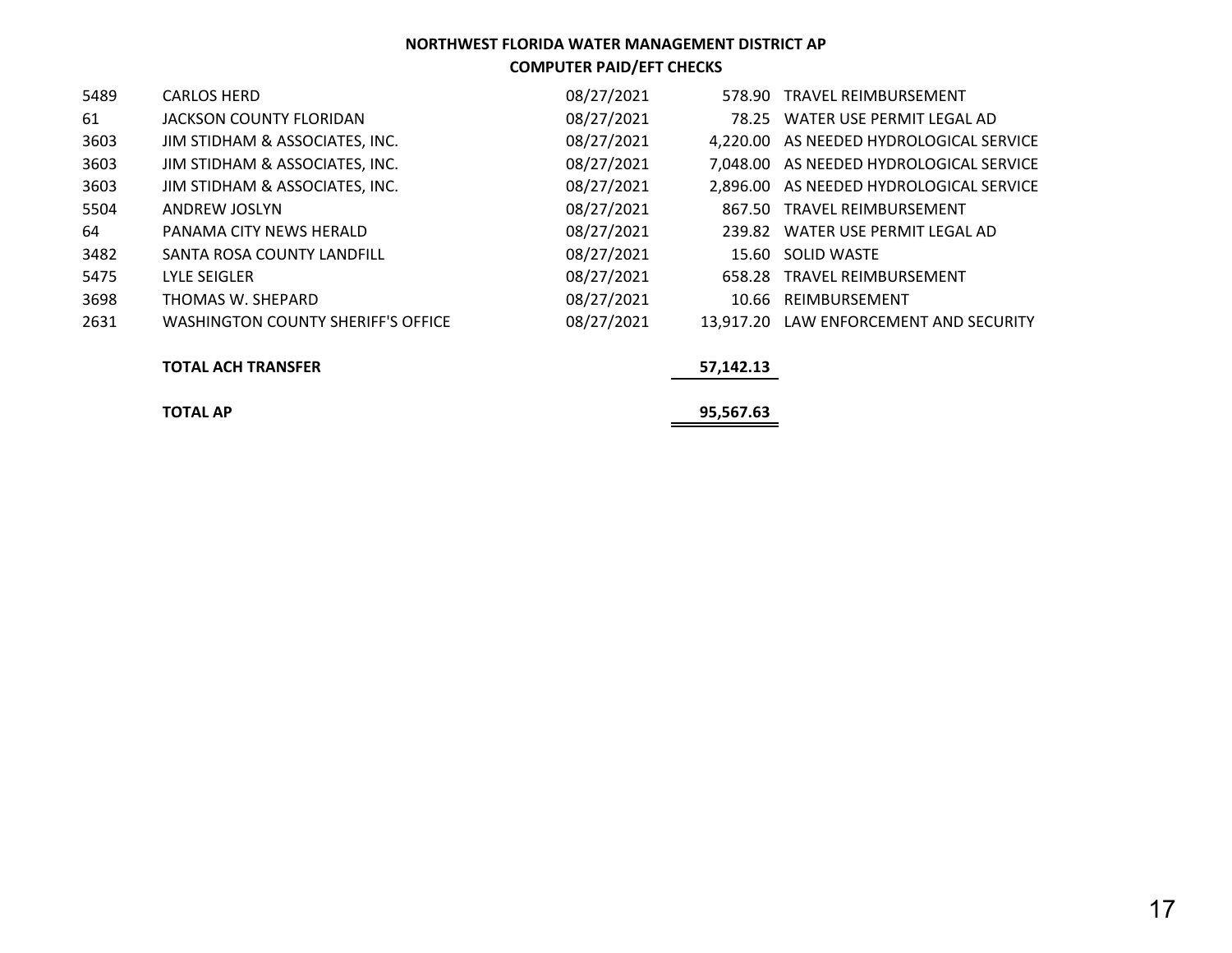**NORTHWEST FLORIDA WATER MANAGEMENT DISTRICT AP**

**COMPUTER PAID/EFT CHECKS**

| | | | | |
|---|---|---|---|---|
| 5489 | CARLOS HERD | 08/27/2021 | 578.90 | TRAVEL REIMBURSEMENT |
| 61 | JACKSON COUNTY FLORIDAN | 08/27/2021 | 78.25 | WATER USE PERMIT LEGAL AD |
| 3603 | JIM STIDHAM & ASSOCIATES, INC. | 08/27/2021 | 4,220.00 | AS NEEDED HYDROLOGICAL SERVICE |
| 3603 | JIM STIDHAM & ASSOCIATES, INC. | 08/27/2021 | 7,048.00 | AS NEEDED HYDROLOGICAL SERVICE |
| 3603 | JIM STIDHAM & ASSOCIATES, INC. | 08/27/2021 | 2,896.00 | AS NEEDED HYDROLOGICAL SERVICE |
| 5504 | ANDREW JOSLYN | 08/27/2021 | 867.50 | TRAVEL REIMBURSEMENT |
| 64 | PANAMA CITY NEWS HERALD | 08/27/2021 | 239.82 | WATER USE PERMIT LEGAL AD |
| 3482 | SANTA ROSA COUNTY LANDFILL | 08/27/2021 | 15.60 | SOLID WASTE |
| 5475 | LYLE SEIGLER | 08/27/2021 | 658.28 | TRAVEL REIMBURSEMENT |
| 3698 | THOMAS W. SHEPARD | 08/27/2021 | 10.66 | REIMBURSEMENT |
| 2631 | WASHINGTON COUNTY SHERIFF'S OFFICE | 08/27/2021 | 13,917.20 | LAW ENFORCEMENT AND SECURITY |
| | **TOTAL ACH TRANSFER** | | **57,142.13** | |
| | **TOTAL AP** | | **95,567.63** | |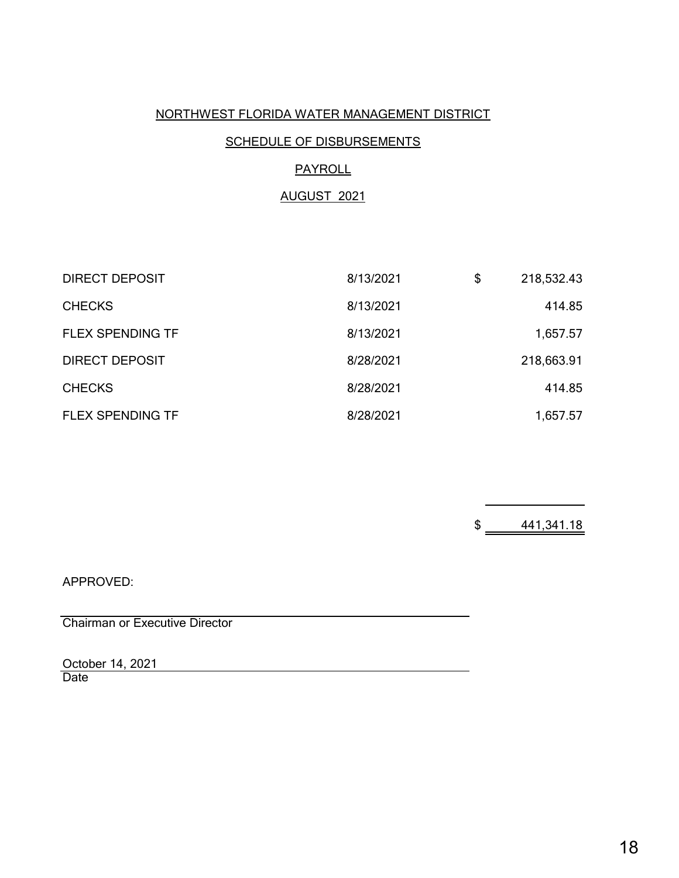NORTHWEST FLORIDA WATER MANAGEMENT DISTRICT

SCHEDULE OF DISBURSEMENTS

PAYROLL

AUGUST 2021

| | | | |
|---|---|---|---|
| DIRECT DEPOSIT | 8/13/2021 | $ | 218,532.43 |
| CHECKS | 8/13/2021 | | 414.85 |
| FLEX SPENDING TF | 8/13/2021 | | 1,657.57 |
| DIRECT DEPOSIT | 8/28/2021 | | 218,663.91 |
| CHECKS | 8/28/2021 | | 414.85 |
| FLEX SPENDING TF | 8/28/2021 | | 1,657.57 |
| | | $ | 441,341.18 |

APPROVED:

Chairman or Executive Director

October 14, 2021
Date